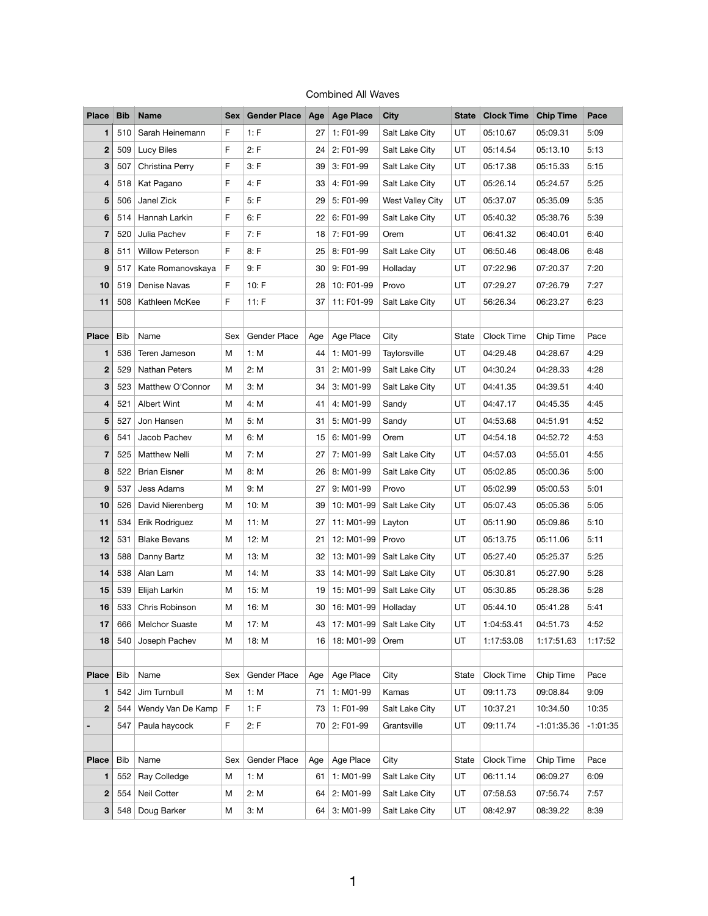Combined All Waves

| Place | Bib | Name | Sex | Gender Place | Age | Age Place | City | State | Clock Time | Chip Time | Pace |
|---|---|---|---|---|---|---|---|---|---|---|---|
| 1 | 510 | Sarah Heinemann | F | 1: F | 27 | 1: F01-99 | Salt Lake City | UT | 05:10.67 | 05:09.31 | 5:09 |
| 2 | 509 | Lucy Biles | F | 2: F | 24 | 2: F01-99 | Salt Lake City | UT | 05:14.54 | 05:13.10 | 5:13 |
| 3 | 507 | Christina Perry | F | 3: F | 39 | 3: F01-99 | Salt Lake City | UT | 05:17.38 | 05:15.33 | 5:15 |
| 4 | 518 | Kat Pagano | F | 4: F | 33 | 4: F01-99 | Salt Lake City | UT | 05:26.14 | 05:24.57 | 5:25 |
| 5 | 506 | Janel Zick | F | 5: F | 29 | 5: F01-99 | West Valley City | UT | 05:37.07 | 05:35.09 | 5:35 |
| 6 | 514 | Hannah Larkin | F | 6: F | 22 | 6: F01-99 | Salt Lake City | UT | 05:40.32 | 05:38.76 | 5:39 |
| 7 | 520 | Julia Pachev | F | 7: F | 18 | 7: F01-99 | Orem | UT | 06:41.32 | 06:40.01 | 6:40 |
| 8 | 511 | Willow Peterson | F | 8: F | 25 | 8: F01-99 | Salt Lake City | UT | 06:50.46 | 06:48.06 | 6:48 |
| 9 | 517 | Kate Romanovskaya | F | 9: F | 30 | 9: F01-99 | Holladay | UT | 07:22.96 | 07:20.37 | 7:20 |
| 10 | 519 | Denise Navas | F | 10: F | 28 | 10: F01-99 | Provo | UT | 07:29.27 | 07:26.79 | 7:27 |
| 11 | 508 | Kathleen McKee | F | 11: F | 37 | 11: F01-99 | Salt Lake City | UT | 56:26.34 | 06:23.27 | 6:23 |
| | | | | | | | | | | | |
| Place | Bib | Name | Sex | Gender Place | Age | Age Place | City | State | Clock Time | Chip Time | Pace |
| 1 | 536 | Teren Jameson | M | 1: M | 44 | 1: M01-99 | Taylorsville | UT | 04:29.48 | 04:28.67 | 4:29 |
| 2 | 529 | Nathan Peters | M | 2: M | 31 | 2: M01-99 | Salt Lake City | UT | 04:30.24 | 04:28.33 | 4:28 |
| 3 | 523 | Matthew O'Connor | M | 3: M | 34 | 3: M01-99 | Salt Lake City | UT | 04:41.35 | 04:39.51 | 4:40 |
| 4 | 521 | Albert Wint | M | 4: M | 41 | 4: M01-99 | Sandy | UT | 04:47.17 | 04:45.35 | 4:45 |
| 5 | 527 | Jon Hansen | M | 5: M | 31 | 5: M01-99 | Sandy | UT | 04:53.68 | 04:51.91 | 4:52 |
| 6 | 541 | Jacob Pachev | M | 6: M | 15 | 6: M01-99 | Orem | UT | 04:54.18 | 04:52.72 | 4:53 |
| 7 | 525 | Matthew Nelli | M | 7: M | 27 | 7: M01-99 | Salt Lake City | UT | 04:57.03 | 04:55.01 | 4:55 |
| 8 | 522 | Brian Eisner | M | 8: M | 26 | 8: M01-99 | Salt Lake City | UT | 05:02.85 | 05:00.36 | 5:00 |
| 9 | 537 | Jess Adams | M | 9: M | 27 | 9: M01-99 | Provo | UT | 05:02.99 | 05:00.53 | 5:01 |
| 10 | 526 | David Nierenberg | M | 10: M | 39 | 10: M01-99 | Salt Lake City | UT | 05:07.43 | 05:05.36 | 5:05 |
| 11 | 534 | Erik Rodriguez | M | 11: M | 27 | 11: M01-99 | Layton | UT | 05:11.90 | 05:09.86 | 5:10 |
| 12 | 531 | Blake Bevans | M | 12: M | 21 | 12: M01-99 | Provo | UT | 05:13.75 | 05:11.06 | 5:11 |
| 13 | 588 | Danny Bartz | M | 13: M | 32 | 13: M01-99 | Salt Lake City | UT | 05:27.40 | 05:25.37 | 5:25 |
| 14 | 538 | Alan Lam | M | 14: M | 33 | 14: M01-99 | Salt Lake City | UT | 05:30.81 | 05:27.90 | 5:28 |
| 15 | 539 | Elijah Larkin | M | 15: M | 19 | 15: M01-99 | Salt Lake City | UT | 05:30.85 | 05:28.36 | 5:28 |
| 16 | 533 | Chris Robinson | M | 16: M | 30 | 16: M01-99 | Holladay | UT | 05:44.10 | 05:41.28 | 5:41 |
| 17 | 666 | Melchor Suaste | M | 17: M | 43 | 17: M01-99 | Salt Lake City | UT | 1:04:53.41 | 04:51.73 | 4:52 |
| 18 | 540 | Joseph Pachev | M | 18: M | 16 | 18: M01-99 | Orem | UT | 1:17:53.08 | 1:17:51.63 | 1:17:52 |
| | | | | | | | | | | | |
| Place | Bib | Name | Sex | Gender Place | Age | Age Place | City | State | Clock Time | Chip Time | Pace |
| 1 | 542 | Jim Turnbull | M | 1: M | 71 | 1: M01-99 | Kamas | UT | 09:11.73 | 09:08.84 | 9:09 |
| 2 | 544 | Wendy Van De Kamp | F | 1: F | 73 | 1: F01-99 | Salt Lake City | UT | 10:37.21 | 10:34.50 | 10:35 |
| - | 547 | Paula haycock | F | 2: F | 70 | 2: F01-99 | Grantsville | UT | 09:11.74 | -1:01:35.36 | -1:01:35 |
| | | | | | | | | | | | |
| Place | Bib | Name | Sex | Gender Place | Age | Age Place | City | State | Clock Time | Chip Time | Pace |
| 1 | 552 | Ray Colledge | M | 1: M | 61 | 1: M01-99 | Salt Lake City | UT | 06:11.14 | 06:09.27 | 6:09 |
| 2 | 554 | Neil Cotter | M | 2: M | 64 | 2: M01-99 | Salt Lake City | UT | 07:58.53 | 07:56.74 | 7:57 |
| 3 | 548 | Doug Barker | M | 3: M | 64 | 3: M01-99 | Salt Lake City | UT | 08:42.97 | 08:39.22 | 8:39 |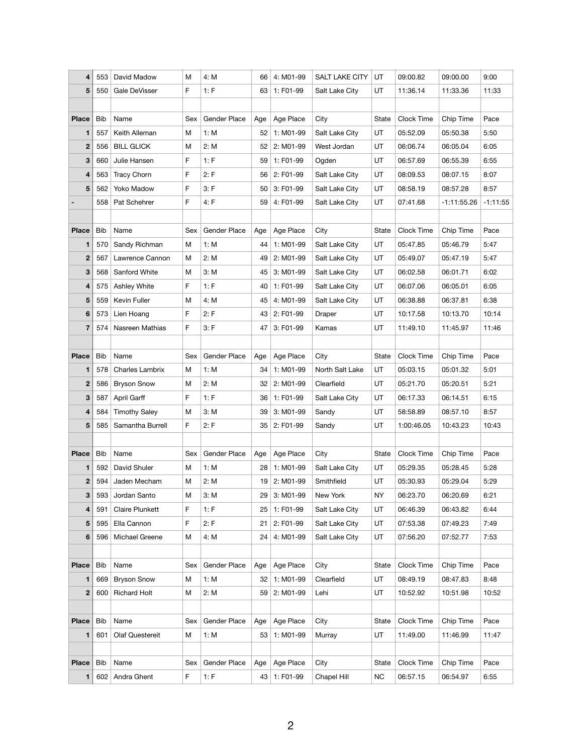| | | | | | | | | | | | |
|---|---|---|---|---|---|---|---|---|---|---|---|
| 4 | 553 | David Madow | M | 4: M | 66 | 4: M01-99 | SALT LAKE CITY | UT | 09:00.82 | 09:00.00 | 9:00 |
| 5 | 550 | Gale DeVisser | F | 1: F | 63 | 1: F01-99 | Salt Lake City | UT | 11:36.14 | 11:33.36 | 11:33 |

| Place | Bib | Name | Sex | Gender Place | Age | Age Place | City | State | Clock Time | Chip Time | Pace |
|---|---|---|---|---|---|---|---|---|---|---|---|
| 1 | 557 | Keith Alleman | M | 1: M | 52 | 1: M01-99 | Salt Lake City | UT | 05:52.09 | 05:50.38 | 5:50 |
| 2 | 556 | BILL GLICK | M | 2: M | 52 | 2: M01-99 | West Jordan | UT | 06:06.74 | 06:05.04 | 6:05 |
| 3 | 660 | Julie Hansen | F | 1: F | 59 | 1: F01-99 | Ogden | UT | 06:57.69 | 06:55.39 | 6:55 |
| 4 | 563 | Tracy Chorn | F | 2: F | 56 | 2: F01-99 | Salt Lake City | UT | 08:09.53 | 08:07.15 | 8:07 |
| 5 | 562 | Yoko Madow | F | 3: F | 50 | 3: F01-99 | Salt Lake City | UT | 08:58.19 | 08:57.28 | 8:57 |
| - | 558 | Pat Schehrer | F | 4: F | 59 | 4: F01-99 | Salt Lake City | UT | 07:41.68 | -1:11:55.26 | -1:11:55 |

| Place | Bib | Name | Sex | Gender Place | Age | Age Place | City | State | Clock Time | Chip Time | Pace |
|---|---|---|---|---|---|---|---|---|---|---|---|
| 1 | 570 | Sandy Richman | M | 1: M | 44 | 1: M01-99 | Salt Lake City | UT | 05:47.85 | 05:46.79 | 5:47 |
| 2 | 567 | Lawrence Cannon | M | 2: M | 49 | 2: M01-99 | Salt Lake City | UT | 05:49.07 | 05:47.19 | 5:47 |
| 3 | 568 | Sanford White | M | 3: M | 45 | 3: M01-99 | Salt Lake City | UT | 06:02.58 | 06:01.71 | 6:02 |
| 4 | 575 | Ashley White | F | 1: F | 40 | 1: F01-99 | Salt Lake City | UT | 06:07.06 | 06:05.01 | 6:05 |
| 5 | 559 | Kevin Fuller | M | 4: M | 45 | 4: M01-99 | Salt Lake City | UT | 06:38.88 | 06:37.81 | 6:38 |
| 6 | 573 | Lien Hoang | F | 2: F | 43 | 2: F01-99 | Draper | UT | 10:17.58 | 10:13.70 | 10:14 |
| 7 | 574 | Nasreen Mathias | F | 3: F | 47 | 3: F01-99 | Kamas | UT | 11:49.10 | 11:45.97 | 11:46 |

| Place | Bib | Name | Sex | Gender Place | Age | Age Place | City | State | Clock Time | Chip Time | Pace |
|---|---|---|---|---|---|---|---|---|---|---|---|
| 1 | 578 | Charles Lambrix | M | 1: M | 34 | 1: M01-99 | North Salt Lake | UT | 05:03.15 | 05:01.32 | 5:01 |
| 2 | 586 | Bryson Snow | M | 2: M | 32 | 2: M01-99 | Clearfield | UT | 05:21.70 | 05:20.51 | 5:21 |
| 3 | 587 | April Garff | F | 1: F | 36 | 1: F01-99 | Salt Lake City | UT | 06:17.33 | 06:14.51 | 6:15 |
| 4 | 584 | Timothy Saley | M | 3: M | 39 | 3: M01-99 | Sandy | UT | 58:58.89 | 08:57.10 | 8:57 |
| 5 | 585 | Samantha Burrell | F | 2: F | 35 | 2: F01-99 | Sandy | UT | 1:00:46.05 | 10:43.23 | 10:43 |

| Place | Bib | Name | Sex | Gender Place | Age | Age Place | City | State | Clock Time | Chip Time | Pace |
|---|---|---|---|---|---|---|---|---|---|---|---|
| 1 | 592 | David Shuler | M | 1: M | 28 | 1: M01-99 | Salt Lake City | UT | 05:29.35 | 05:28.45 | 5:28 |
| 2 | 594 | Jaden Mecham | M | 2: M | 19 | 2: M01-99 | Smithfield | UT | 05:30.93 | 05:29.04 | 5:29 |
| 3 | 593 | Jordan Santo | M | 3: M | 29 | 3: M01-99 | New York | NY | 06:23.70 | 06:20.69 | 6:21 |
| 4 | 591 | Claire Plunkett | F | 1: F | 25 | 1: F01-99 | Salt Lake City | UT | 06:46.39 | 06:43.82 | 6:44 |
| 5 | 595 | Ella Cannon | F | 2: F | 21 | 2: F01-99 | Salt Lake City | UT | 07:53.38 | 07:49.23 | 7:49 |
| 6 | 596 | Michael Greene | M | 4: M | 24 | 4: M01-99 | Salt Lake City | UT | 07:56.20 | 07:52.77 | 7:53 |

| Place | Bib | Name | Sex | Gender Place | Age | Age Place | City | State | Clock Time | Chip Time | Pace |
|---|---|---|---|---|---|---|---|---|---|---|---|
| 1 | 669 | Bryson Snow | M | 1: M | 32 | 1: M01-99 | Clearfield | UT | 08:49.19 | 08:47.83 | 8:48 |
| 2 | 600 | Richard Holt | M | 2: M | 59 | 2: M01-99 | Lehi | UT | 10:52.92 | 10:51.98 | 10:52 |

| Place | Bib | Name | Sex | Gender Place | Age | Age Place | City | State | Clock Time | Chip Time | Pace |
|---|---|---|---|---|---|---|---|---|---|---|---|
| 1 | 601 | Olaf Questereit | M | 1: M | 53 | 1: M01-99 | Murray | UT | 11:49.00 | 11:46.99 | 11:47 |

| Place | Bib | Name | Sex | Gender Place | Age | Age Place | City | State | Clock Time | Chip Time | Pace |
|---|---|---|---|---|---|---|---|---|---|---|---|
| 1 | 602 | Andra Ghent | F | 1: F | 43 | 1: F01-99 | Chapel Hill | NC | 06:57.15 | 06:54.97 | 6:55 |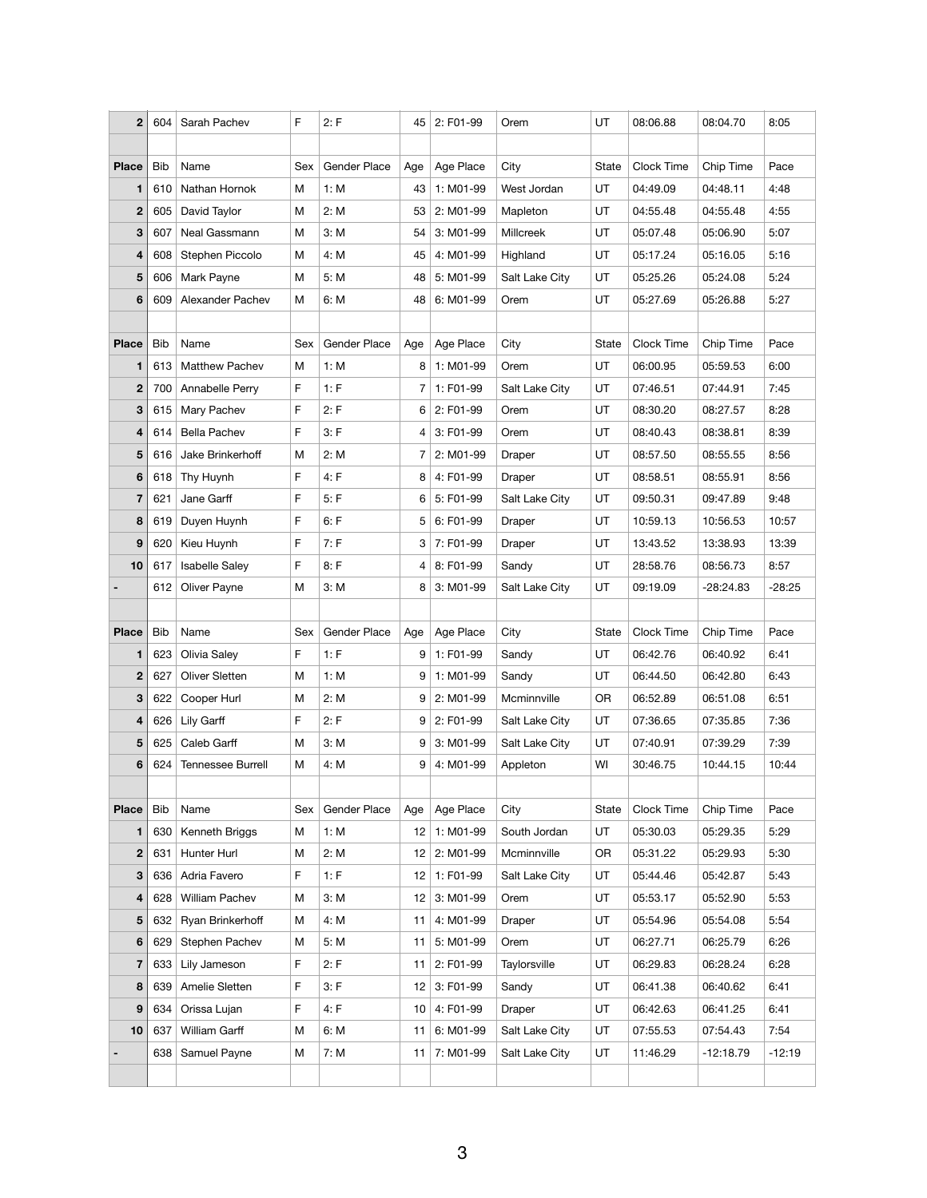| Place | Bib | Name | Sex | Gender Place | Age | Age Place | City | State | Clock Time | Chip Time | Pace |
|---|---|---|---|---|---|---|---|---|---|---|---|
| 2 | 604 | Sarah Pachev | F | 2: F | 45 | 2: F01-99 | Orem | UT | 08:06.88 | 08:04.70 | 8:05 |

| Place | Bib | Name | Sex | Gender Place | Age | Age Place | City | State | Clock Time | Chip Time | Pace |
|---|---|---|---|---|---|---|---|---|---|---|---|
| 1 | 610 | Nathan Hornok | M | 1: M | 43 | 1: M01-99 | West Jordan | UT | 04:49.09 | 04:48.11 | 4:48 |
| 2 | 605 | David Taylor | M | 2: M | 53 | 2: M01-99 | Mapleton | UT | 04:55.48 | 04:55.48 | 4:55 |
| 3 | 607 | Neal Gassmann | M | 3: M | 54 | 3: M01-99 | Millcreek | UT | 05:07.48 | 05:06.90 | 5:07 |
| 4 | 608 | Stephen Piccolo | M | 4: M | 45 | 4: M01-99 | Highland | UT | 05:17.24 | 05:16.05 | 5:16 |
| 5 | 606 | Mark Payne | M | 5: M | 48 | 5: M01-99 | Salt Lake City | UT | 05:25.26 | 05:24.08 | 5:24 |
| 6 | 609 | Alexander Pachev | M | 6: M | 48 | 6: M01-99 | Orem | UT | 05:27.69 | 05:26.88 | 5:27 |

| Place | Bib | Name | Sex | Gender Place | Age | Age Place | City | State | Clock Time | Chip Time | Pace |
|---|---|---|---|---|---|---|---|---|---|---|---|
| 1 | 613 | Matthew Pachev | M | 1: M | 8 | 1: M01-99 | Orem | UT | 06:00.95 | 05:59.53 | 6:00 |
| 2 | 700 | Annabelle Perry | F | 1: F | 7 | 1: F01-99 | Salt Lake City | UT | 07:46.51 | 07:44.91 | 7:45 |
| 3 | 615 | Mary Pachev | F | 2: F | 6 | 2: F01-99 | Orem | UT | 08:30.20 | 08:27.57 | 8:28 |
| 4 | 614 | Bella Pachev | F | 3: F | 4 | 3: F01-99 | Orem | UT | 08:40.43 | 08:38.81 | 8:39 |
| 5 | 616 | Jake Brinkerhoff | M | 2: M | 7 | 2: M01-99 | Draper | UT | 08:57.50 | 08:55.55 | 8:56 |
| 6 | 618 | Thy Huynh | F | 4: F | 8 | 4: F01-99 | Draper | UT | 08:58.51 | 08:55.91 | 8:56 |
| 7 | 621 | Jane Garff | F | 5: F | 6 | 5: F01-99 | Salt Lake City | UT | 09:50.31 | 09:47.89 | 9:48 |
| 8 | 619 | Duyen Huynh | F | 6: F | 5 | 6: F01-99 | Draper | UT | 10:59.13 | 10:56.53 | 10:57 |
| 9 | 620 | Kieu Huynh | F | 7: F | 3 | 7: F01-99 | Draper | UT | 13:43.52 | 13:38.93 | 13:39 |
| 10 | 617 | Isabelle Saley | F | 8: F | 4 | 8: F01-99 | Sandy | UT | 28:58.76 | 08:56.73 | 8:57 |
| - | 612 | Oliver Payne | M | 3: M | 8 | 3: M01-99 | Salt Lake City | UT | 09:19.09 | -28:24.83 | -28:25 |

| Place | Bib | Name | Sex | Gender Place | Age | Age Place | City | State | Clock Time | Chip Time | Pace |
|---|---|---|---|---|---|---|---|---|---|---|---|
| 1 | 623 | Olivia Saley | F | 1: F | 9 | 1: F01-99 | Sandy | UT | 06:42.76 | 06:40.92 | 6:41 |
| 2 | 627 | Oliver Sletten | M | 1: M | 9 | 1: M01-99 | Sandy | UT | 06:44.50 | 06:42.80 | 6:43 |
| 3 | 622 | Cooper Hurl | M | 2: M | 9 | 2: M01-99 | Mcminnville | OR | 06:52.89 | 06:51.08 | 6:51 |
| 4 | 626 | Lily Garff | F | 2: F | 9 | 2: F01-99 | Salt Lake City | UT | 07:36.65 | 07:35.85 | 7:36 |
| 5 | 625 | Caleb Garff | M | 3: M | 9 | 3: M01-99 | Salt Lake City | UT | 07:40.91 | 07:39.29 | 7:39 |
| 6 | 624 | Tennessee Burrell | M | 4: M | 9 | 4: M01-99 | Appleton | WI | 30:46.75 | 10:44.15 | 10:44 |

| Place | Bib | Name | Sex | Gender Place | Age | Age Place | City | State | Clock Time | Chip Time | Pace |
|---|---|---|---|---|---|---|---|---|---|---|---|
| 1 | 630 | Kenneth Briggs | M | 1: M | 12 | 1: M01-99 | South Jordan | UT | 05:30.03 | 05:29.35 | 5:29 |
| 2 | 631 | Hunter Hurl | M | 2: M | 12 | 2: M01-99 | Mcminnville | OR | 05:31.22 | 05:29.93 | 5:30 |
| 3 | 636 | Adria Favero | F | 1: F | 12 | 1: F01-99 | Salt Lake City | UT | 05:44.46 | 05:42.87 | 5:43 |
| 4 | 628 | William Pachev | M | 3: M | 12 | 3: M01-99 | Orem | UT | 05:53.17 | 05:52.90 | 5:53 |
| 5 | 632 | Ryan Brinkerhoff | M | 4: M | 11 | 4: M01-99 | Draper | UT | 05:54.96 | 05:54.08 | 5:54 |
| 6 | 629 | Stephen Pachev | M | 5: M | 11 | 5: M01-99 | Orem | UT | 06:27.71 | 06:25.79 | 6:26 |
| 7 | 633 | Lily Jameson | F | 2: F | 11 | 2: F01-99 | Taylorsville | UT | 06:29.83 | 06:28.24 | 6:28 |
| 8 | 639 | Amelie Sletten | F | 3: F | 12 | 3: F01-99 | Sandy | UT | 06:41.38 | 06:40.62 | 6:41 |
| 9 | 634 | Orissa Lujan | F | 4: F | 10 | 4: F01-99 | Draper | UT | 06:42.63 | 06:41.25 | 6:41 |
| 10 | 637 | William Garff | M | 6: M | 11 | 6: M01-99 | Salt Lake City | UT | 07:55.53 | 07:54.43 | 7:54 |
| - | 638 | Samuel Payne | M | 7: M | 11 | 7: M01-99 | Salt Lake City | UT | 11:46.29 | -12:18.79 | -12:19 |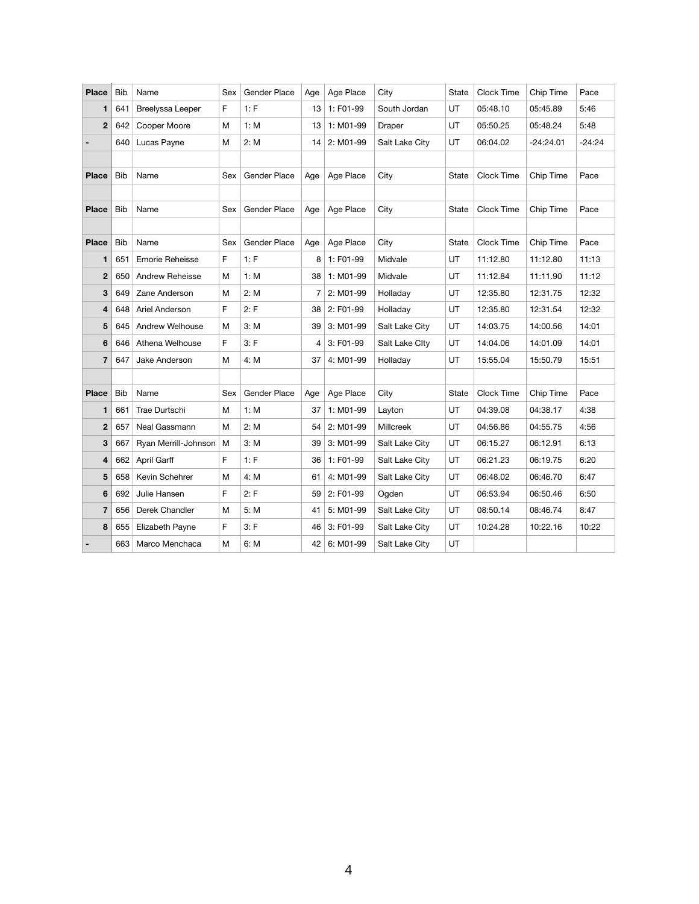| Place | Bib | Name | Sex | Gender Place | Age | Age Place | City | State | Clock Time | Chip Time | Pace |
|---|---|---|---|---|---|---|---|---|---|---|---|
| 1 | 641 | Breelyssa Leeper | F | 1: F | 13 | 1: F01-99 | South Jordan | UT | 05:48.10 | 05:45.89 | 5:46 |
| 2 | 642 | Cooper Moore | M | 1: M | 13 | 1: M01-99 | Draper | UT | 05:50.25 | 05:48.24 | 5:48 |
| - | 640 | Lucas Payne | M | 2: M | 14 | 2: M01-99 | Salt Lake City | UT | 06:04.02 | -24:24.01 | -24:24 |

| Place | Bib | Name | Sex | Gender Place | Age | Age Place | City | State | Clock Time | Chip Time | Pace |
|---|---|---|---|---|---|---|---|---|---|---|---|

| Place | Bib | Name | Sex | Gender Place | Age | Age Place | City | State | Clock Time | Chip Time | Pace |
|---|---|---|---|---|---|---|---|---|---|---|---|

| Place | Bib | Name | Sex | Gender Place | Age | Age Place | City | State | Clock Time | Chip Time | Pace |
|---|---|---|---|---|---|---|---|---|---|---|---|
| 1 | 651 | Emorie Reheisse | F | 1: F | 8 | 1: F01-99 | Midvale | UT | 11:12.80 | 11:12.80 | 11:13 |
| 2 | 650 | Andrew Reheisse | M | 1: M | 38 | 1: M01-99 | Midvale | UT | 11:12.84 | 11:11.90 | 11:12 |
| 3 | 649 | Zane Anderson | M | 2: M | 7 | 2: M01-99 | Holladay | UT | 12:35.80 | 12:31.75 | 12:32 |
| 4 | 648 | Ariel Anderson | F | 2: F | 38 | 2: F01-99 | Holladay | UT | 12:35.80 | 12:31.54 | 12:32 |
| 5 | 645 | Andrew Welhouse | M | 3: M | 39 | 3: M01-99 | Salt Lake City | UT | 14:03.75 | 14:00.56 | 14:01 |
| 6 | 646 | Athena Welhouse | F | 3: F | 4 | 3: F01-99 | Salt Lake CIty | UT | 14:04.06 | 14:01.09 | 14:01 |
| 7 | 647 | Jake Anderson | M | 4: M | 37 | 4: M01-99 | Holladay | UT | 15:55.04 | 15:50.79 | 15:51 |

| Place | Bib | Name | Sex | Gender Place | Age | Age Place | City | State | Clock Time | Chip Time | Pace |
|---|---|---|---|---|---|---|---|---|---|---|---|
| 1 | 661 | Trae Durtschi | M | 1: M | 37 | 1: M01-99 | Layton | UT | 04:39.08 | 04:38.17 | 4:38 |
| 2 | 657 | Neal Gassmann | M | 2: M | 54 | 2: M01-99 | Millcreek | UT | 04:56.86 | 04:55.75 | 4:56 |
| 3 | 667 | Ryan Merrill-Johnson | M | 3: M | 39 | 3: M01-99 | Salt Lake City | UT | 06:15.27 | 06:12.91 | 6:13 |
| 4 | 662 | April Garff | F | 1: F | 36 | 1: F01-99 | Salt Lake City | UT | 06:21.23 | 06:19.75 | 6:20 |
| 5 | 658 | Kevin Schehrer | M | 4: M | 61 | 4: M01-99 | Salt Lake City | UT | 06:48.02 | 06:46.70 | 6:47 |
| 6 | 692 | Julie Hansen | F | 2: F | 59 | 2: F01-99 | Ogden | UT | 06:53.94 | 06:50.46 | 6:50 |
| 7 | 656 | Derek Chandler | M | 5: M | 41 | 5: M01-99 | Salt Lake City | UT | 08:50.14 | 08:46.74 | 8:47 |
| 8 | 655 | Elizabeth Payne | F | 3: F | 46 | 3: F01-99 | Salt Lake City | UT | 10:24.28 | 10:22.16 | 10:22 |
| - | 663 | Marco Menchaca | M | 6: M | 42 | 6: M01-99 | Salt Lake City | UT | | | |